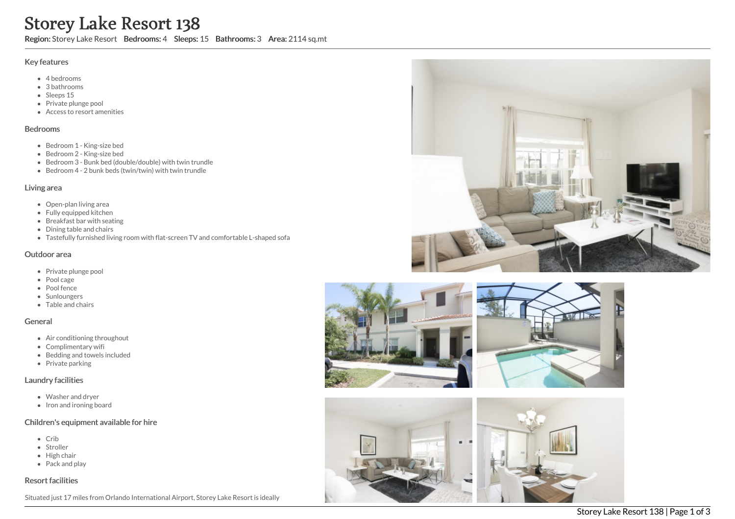# Storey Lake Resort 138

**Region:** Storey Lake Resort **Bedrooms:** 4 **Sleeps:** 15 **Bathrooms:** 3 **Area:** 2114 sq.mt

## Key features

- 4 bedrooms
- 3 bathrooms
- Sleeps 15
- Private plunge pool
- Access to resort amenities

## Bedrooms

- Bedroom 1 - King-size bed
- Bedroom 2 - King-size bed
- Bedroom 3 - Bunk bed (double/double) with twin trundle
- Bedroom 4 - 2 bunk beds (twin/twin) with twin trundle

## Living area

- Open-plan living area
- Fully equipped kitchen
- Breakfast bar with seating
- Dining table and chairs
- Tastefully furnished living room with flat-screen TV and comfortable L-shaped sofa

## Outdoor area

- Private plunge pool
- Pool cage
- Pool fence
- Sunloungers
- Table and chairs

## General

- Air conditioning throughout
- Complimentary wifi
- Bedding and towels included
- Private parking

## Laundry facilities

- Washer and dryer
- Iron and ironing board

## Children's equipment available for hire

- Crib
- Stroller
- High chair
- Pack and play

## Resort facilities

Situated just 17 miles from Orlando International Airport, Storey Lake Resort is ideally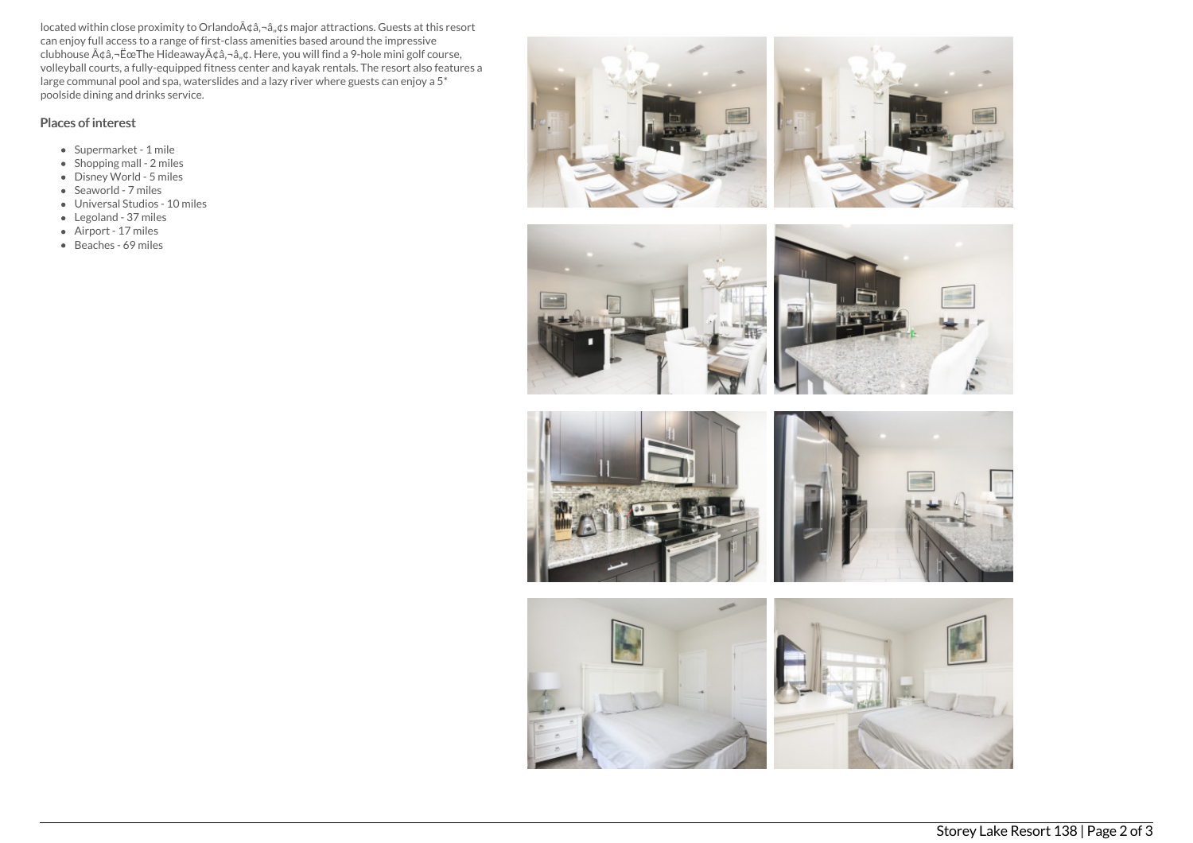located within close proximity to OrlandoÃ¢â‚¬â„¢s major attractions. Guests at this resort can enjoy full access to a range of first-class amenities based around the impressive clubhouse Ã¢â‚¬ËœThe HideawayÃ¢â‚¬â„¢. Here, you will find a 9-hole mini golf course, volleyball courts, a fully-equipped fitness center and kayak rentals. The resort also features a large communal pool and spa, waterslides and a lazy river where guests can enjoy a 5* poolside dining and drinks service.

## Places of interest

- Supermarket - 1 mile
- Shopping mall - 2 miles
- Disney World - 5 miles
- Seaworld - 7 miles
- Universal Studios - 10 miles
- Legoland - 37 miles
- Airport - 17 miles
- Beaches - 69 miles